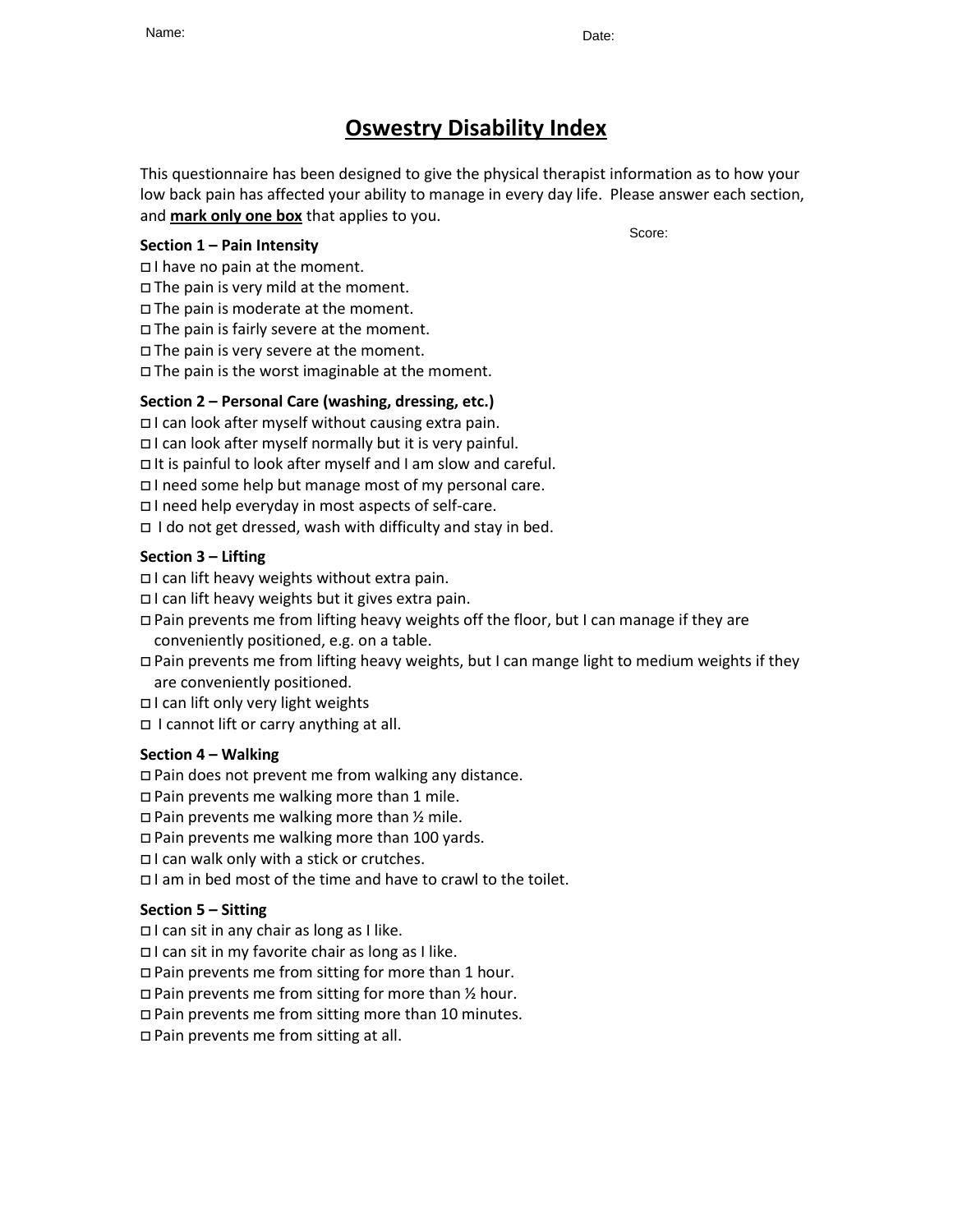Name: Date:

# Oswestry Disability Index

This questionnaire has been designed to give the physical therapist information as to how your low back pain has affected your ability to manage in every day life. Please answer each section, and **mark only one box** that applies to you.

Score:

**Section 1 – Pain Intensity**

- ◻ I have no pain at the moment.
- ◻ The pain is very mild at the moment.
- ◻ The pain is moderate at the moment.
- ◻ The pain is fairly severe at the moment.
- ◻ The pain is very severe at the moment.
- ◻ The pain is the worst imaginable at the moment.

**Section 2 – Personal Care (washing, dressing, etc.)**

- ◻ I can look after myself without causing extra pain.
- ◻ I can look after myself normally but it is very painful.
- ◻ It is painful to look after myself and I am slow and careful.
- ◻ I need some help but manage most of my personal care.
- ◻ I need help everyday in most aspects of self-care.
- ◻ I do not get dressed, wash with difficulty and stay in bed.

**Section 3 – Lifting**

- ◻ I can lift heavy weights without extra pain.
- ◻ I can lift heavy weights but it gives extra pain.
- ◻ Pain prevents me from lifting heavy weights off the floor, but I can manage if they are conveniently positioned, e.g. on a table.
- ◻ Pain prevents me from lifting heavy weights, but I can mange light to medium weights if they are conveniently positioned.
- ◻ I can lift only very light weights
- ◻ I cannot lift or carry anything at all.

**Section 4 – Walking**

- ◻ Pain does not prevent me from walking any distance.
- ◻ Pain prevents me walking more than 1 mile.
- ◻ Pain prevents me walking more than ½ mile.
- ◻ Pain prevents me walking more than 100 yards.
- ◻ I can walk only with a stick or crutches.
- ◻ I am in bed most of the time and have to crawl to the toilet.

**Section 5 – Sitting**

- ◻ I can sit in any chair as long as I like.
- ◻ I can sit in my favorite chair as long as I like.
- ◻ Pain prevents me from sitting for more than 1 hour.
- ◻ Pain prevents me from sitting for more than ½ hour.
- ◻ Pain prevents me from sitting more than 10 minutes.
- ◻ Pain prevents me from sitting at all.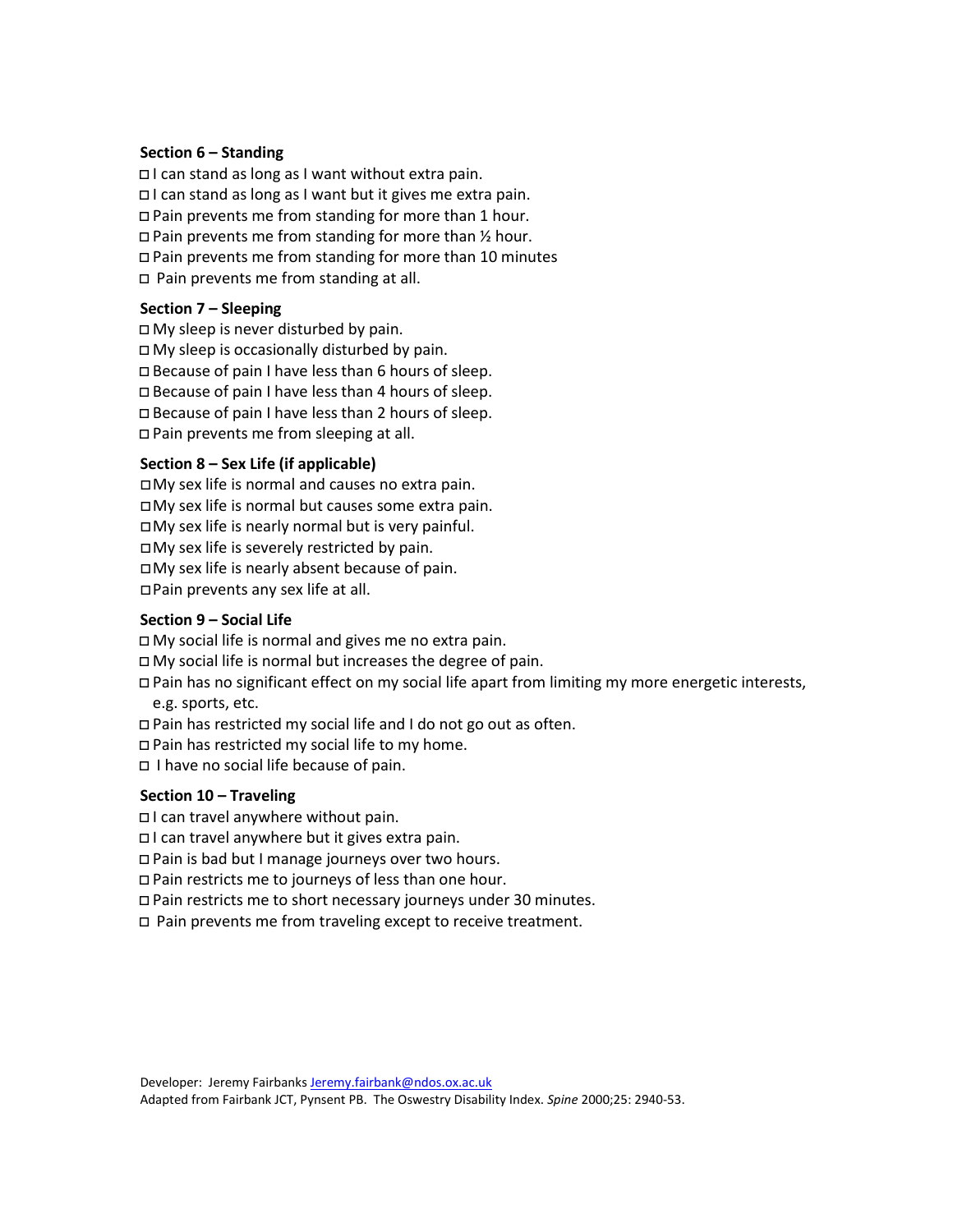**Section 6 – Standing**

- ☐ I can stand as long as I want without extra pain.
- ☐ I can stand as long as I want but it gives me extra pain.
- ☐ Pain prevents me from standing for more than 1 hour.
- ☐ Pain prevents me from standing for more than ½ hour.
- ☐ Pain prevents me from standing for more than 10 minutes
- ☐ Pain prevents me from standing at all.

**Section 7 – Sleeping**

- ☐ My sleep is never disturbed by pain.
- ☐ My sleep is occasionally disturbed by pain.
- ☐ Because of pain I have less than 6 hours of sleep.
- ☐ Because of pain I have less than 4 hours of sleep.
- ☐ Because of pain I have less than 2 hours of sleep.
- ☐ Pain prevents me from sleeping at all.

**Section 8 – Sex Life (if applicable)**

- ☐ My sex life is normal and causes no extra pain.
- ☐ My sex life is normal but causes some extra pain.
- ☐ My sex life is nearly normal but is very painful.
- ☐ My sex life is severely restricted by pain.
- ☐ My sex life is nearly absent because of pain.
- ☐ Pain prevents any sex life at all.

**Section 9 – Social Life**

- ☐ My social life is normal and gives me no extra pain.
- ☐ My social life is normal but increases the degree of pain.
- ☐ Pain has no significant effect on my social life apart from limiting my more energetic interests, e.g. sports, etc.
- ☐ Pain has restricted my social life and I do not go out as often.
- ☐ Pain has restricted my social life to my home.
- ☐ I have no social life because of pain.

**Section 10 – Traveling**

- ☐ I can travel anywhere without pain.
- ☐ I can travel anywhere but it gives extra pain.
- ☐ Pain is bad but I manage journeys over two hours.
- ☐ Pain restricts me to journeys of less than one hour.
- ☐ Pain restricts me to short necessary journeys under 30 minutes.
- ☐ Pain prevents me from traveling except to receive treatment.

Developer: Jeremy Fairbanks Jeremy.fairbank@ndos.ox.ac.uk
Adapted from Fairbank JCT, Pynsent PB. The Oswestry Disability Index. *Spine* 2000;25: 2940-53.